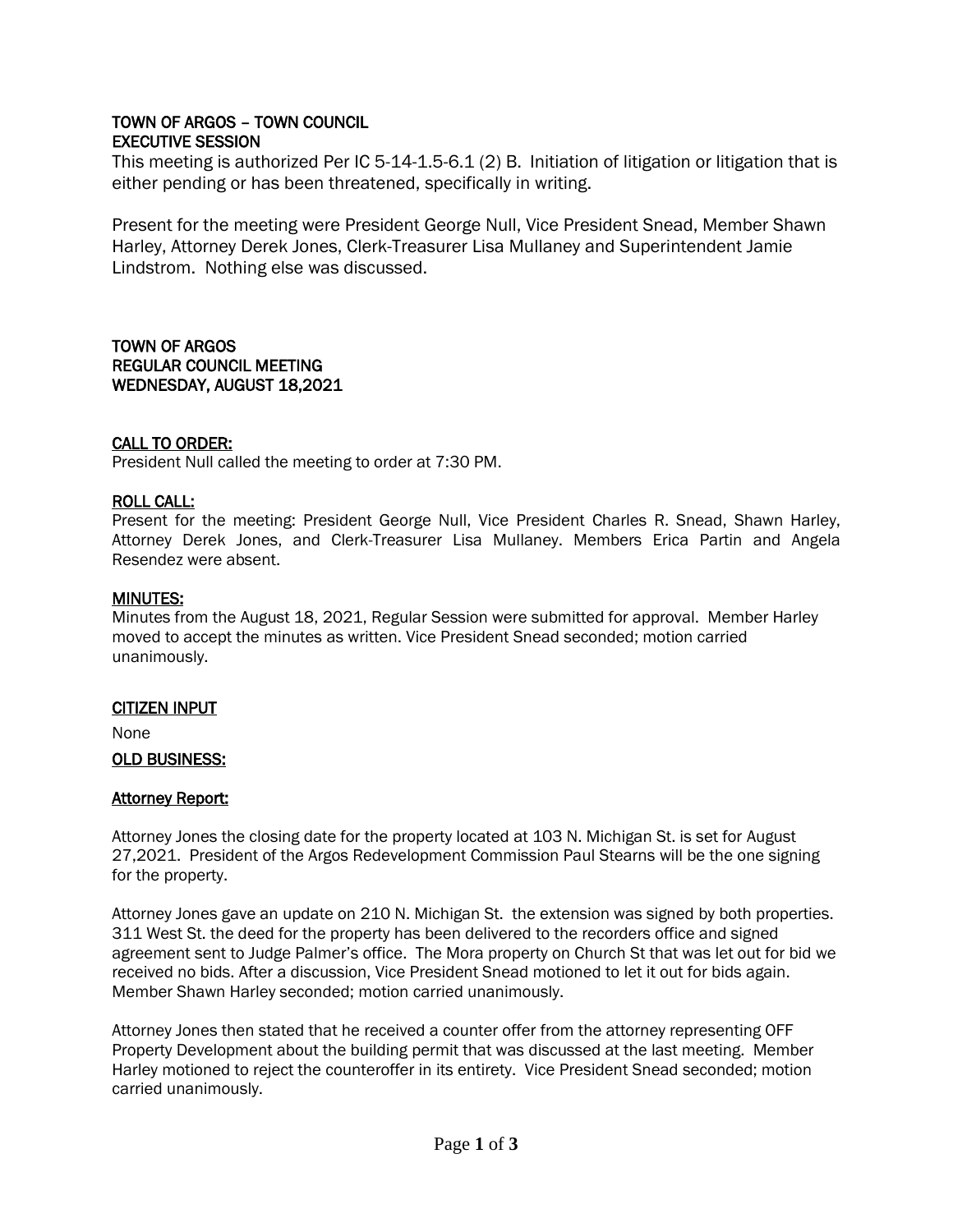## TOWN OF ARGOS – TOWN COUNCIL
## EXECUTIVE SESSION

This meeting is authorized Per IC 5-14-1.5-6.1 (2) B. Initiation of litigation or litigation that is either pending or has been threatened, specifically in writing.

Present for the meeting were President George Null, Vice President Snead, Member Shawn Harley, Attorney Derek Jones, Clerk-Treasurer Lisa Mullaney and Superintendent Jamie Lindstrom. Nothing else was discussed.

## TOWN OF ARGOS
## REGULAR COUNCIL MEETING
## WEDNESDAY, AUGUST 18,2021

**CALL TO ORDER:**

President Null called the meeting to order at 7:30 PM.

**ROLL CALL:**

Present for the meeting: President George Null, Vice President Charles R. Snead, Shawn Harley, Attorney Derek Jones, and Clerk-Treasurer Lisa Mullaney. Members Erica Partin and Angela Resendez were absent.

**MINUTES:**

Minutes from the August 18, 2021, Regular Session were submitted for approval. Member Harley moved to accept the minutes as written. Vice President Snead seconded; motion carried unanimously.

**CITIZEN INPUT**

None

**OLD BUSINESS:**

**Attorney Report:**

Attorney Jones the closing date for the property located at 103 N. Michigan St. is set for August 27,2021. President of the Argos Redevelopment Commission Paul Stearns will be the one signing for the property.

Attorney Jones gave an update on 210 N. Michigan St. the extension was signed by both properties. 311 West St. the deed for the property has been delivered to the recorders office and signed agreement sent to Judge Palmer's office. The Mora property on Church St that was let out for bid we received no bids. After a discussion, Vice President Snead motioned to let it out for bids again. Member Shawn Harley seconded; motion carried unanimously.

Attorney Jones then stated that he received a counter offer from the attorney representing OFF Property Development about the building permit that was discussed at the last meeting. Member Harley motioned to reject the counteroffer in its entirety. Vice President Snead seconded; motion carried unanimously.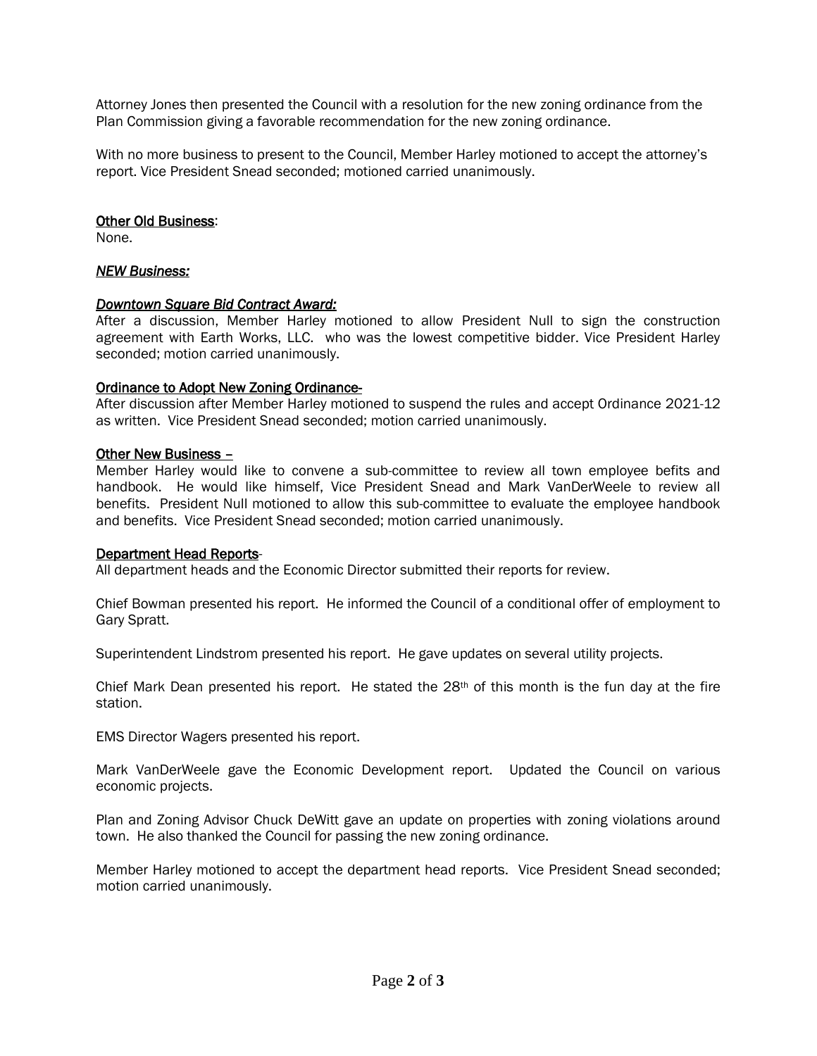Attorney Jones then presented the Council with a resolution for the new zoning ordinance from the Plan Commission giving a favorable recommendation for the new zoning ordinance.

With no more business to present to the Council, Member Harley motioned to accept the attorney's report. Vice President Snead seconded; motioned carried unanimously.

<u>Other Old Business</u>:
None.

***<u>NEW Business:</u>***

***<u>Downtown Square Bid Contract Award:</u>***
After a discussion, Member Harley motioned to allow President Null to sign the construction agreement with Earth Works, LLC. who was the lowest competitive bidder. Vice President Harley seconded; motion carried unanimously.

<u>Ordinance to Adopt New Zoning Ordinance-</u>
After discussion after Member Harley motioned to suspend the rules and accept Ordinance 2021-12 as written. Vice President Snead seconded; motion carried unanimously.

<u>Other New Business –</u>
Member Harley would like to convene a sub-committee to review all town employee befits and handbook. He would like himself, Vice President Snead and Mark VanDerWeele to review all benefits. President Null motioned to allow this sub-committee to evaluate the employee handbook and benefits. Vice President Snead seconded; motion carried unanimously.

<u>Department Head Reports</u>-
All department heads and the Economic Director submitted their reports for review.

Chief Bowman presented his report. He informed the Council of a conditional offer of employment to Gary Spratt.

Superintendent Lindstrom presented his report. He gave updates on several utility projects.

Chief Mark Dean presented his report. He stated the 28th of this month is the fun day at the fire station.

EMS Director Wagers presented his report.

Mark VanDerWeele gave the Economic Development report. Updated the Council on various economic projects.

Plan and Zoning Advisor Chuck DeWitt gave an update on properties with zoning violations around town. He also thanked the Council for passing the new zoning ordinance.

Member Harley motioned to accept the department head reports. Vice President Snead seconded; motion carried unanimously.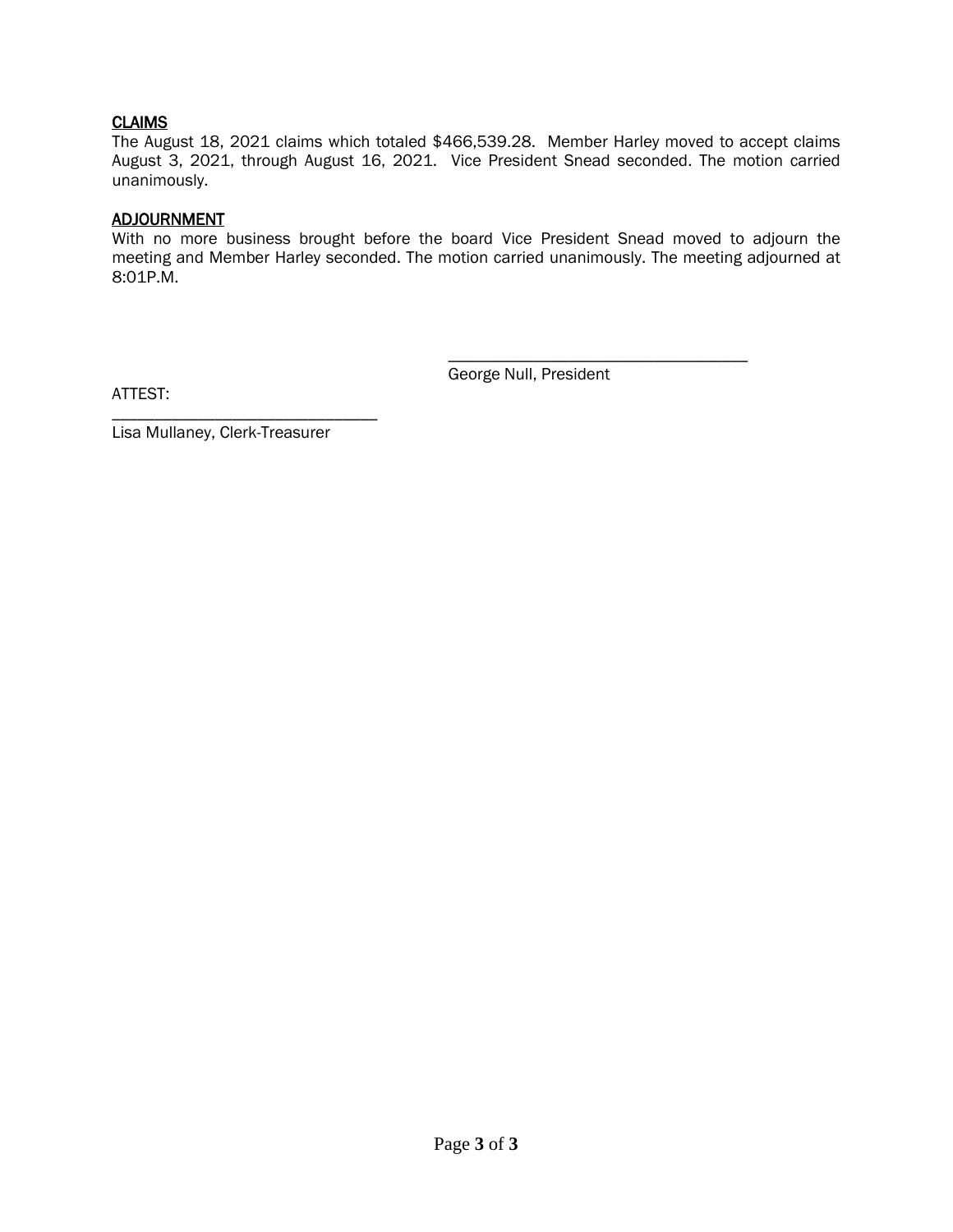## CLAIMS

The August 18, 2021 claims which totaled $466,539.28. Member Harley moved to accept claims August 3, 2021, through August 16, 2021. Vice President Snead seconded. The motion carried unanimously.

## ADJOURNMENT

With no more business brought before the board Vice President Snead moved to adjourn the meeting and Member Harley seconded. The motion carried unanimously. The meeting adjourned at 8:01P.M.

\_\_\_\_\_\_\_\_\_\_\_\_\_\_\_\_\_\_\_\_\_\_\_\_\_\_\_\_\_\_\_\_\_\_\_

George Null, President

ATTEST:

\_\_\_\_\_\_\_\_\_\_\_\_\_\_\_\_\_\_\_\_\_\_\_\_\_\_\_\_\_\_\_

Lisa Mullaney, Clerk-Treasurer